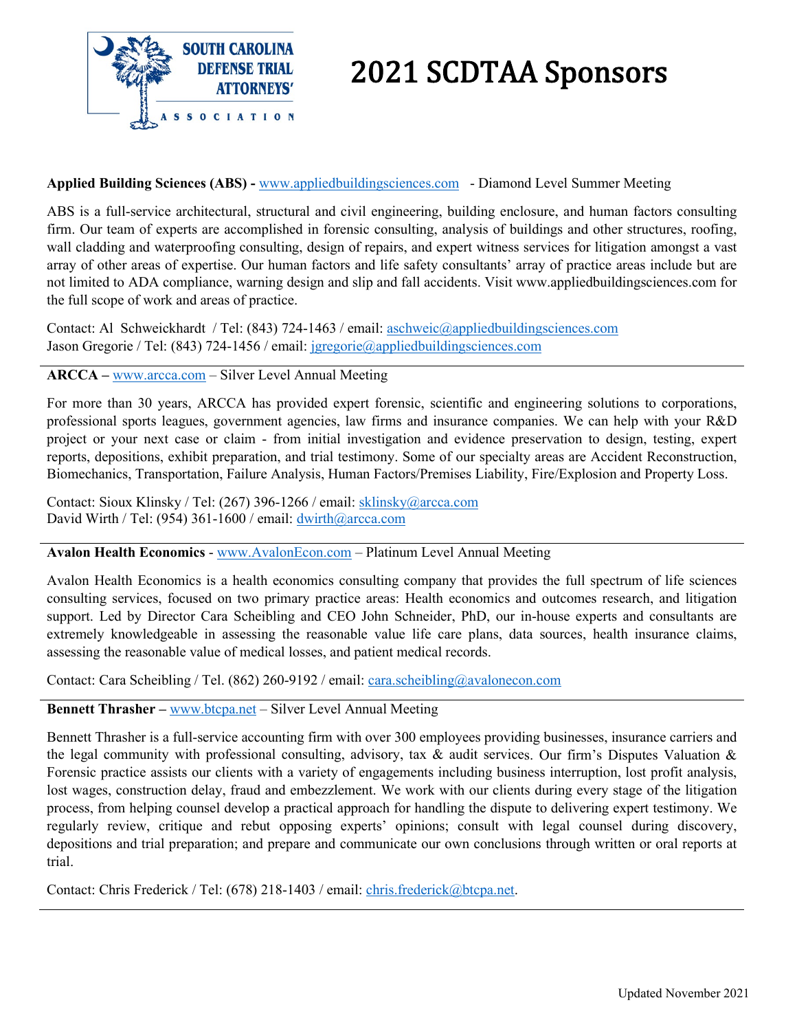# 2021 SCDTAA Sponsors

**Applied Building Sciences (ABS) -** www.appliedbuildingsciences.com - Diamond Level Summer Meeting

ABS is a full-service architectural, structural and civil engineering, building enclosure, and human factors consulting firm. Our team of experts are accomplished in forensic consulting, analysis of buildings and other structures, roofing, wall cladding and waterproofing consulting, design of repairs, and expert witness services for litigation amongst a vast array of other areas of expertise. Our human factors and life safety consultants' array of practice areas include but are not limited to ADA compliance, warning design and slip and fall accidents. Visit www.appliedbuildingsciences.com for the full scope of work and areas of practice.

Contact: Al Schweickhardt / Tel: (843) 724-1463 / email: aschweic@appliedbuildingsciences.com
Jason Gregorie / Tel: (843) 724-1456 / email: jgregorie@appliedbuildingsciences.com

---

**ARCCA –** www.arcca.com – Silver Level Annual Meeting

For more than 30 years, ARCCA has provided expert forensic, scientific and engineering solutions to corporations, professional sports leagues, government agencies, law firms and insurance companies. We can help with your R&D project or your next case or claim - from initial investigation and evidence preservation to design, testing, expert reports, depositions, exhibit preparation, and trial testimony. Some of our specialty areas are Accident Reconstruction, Biomechanics, Transportation, Failure Analysis, Human Factors/Premises Liability, Fire/Explosion and Property Loss.

Contact: Sioux Klinsky / Tel: (267) 396-1266 / email: sklinsky@arcca.com
David Wirth / Tel: (954) 361-1600 / email: dwirth@arcca.com

---

**Avalon Health Economics** - www.AvalonEcon.com – Platinum Level Annual Meeting

Avalon Health Economics is a health economics consulting company that provides the full spectrum of life sciences consulting services, focused on two primary practice areas: Health economics and outcomes research, and litigation support. Led by Director Cara Scheibling and CEO John Schneider, PhD, our in-house experts and consultants are extremely knowledgeable in assessing the reasonable value life care plans, data sources, health insurance claims, assessing the reasonable value of medical losses, and patient medical records.

Contact: Cara Scheibling / Tel. (862) 260-9192 / email: cara.scheibling@avalonecon.com

---

**Bennett Thrasher –** www.btcpa.net – Silver Level Annual Meeting

Bennett Thrasher is a full-service accounting firm with over 300 employees providing businesses, insurance carriers and the legal community with professional consulting, advisory, tax & audit services. Our firm's Disputes Valuation & Forensic practice assists our clients with a variety of engagements including business interruption, lost profit analysis, lost wages, construction delay, fraud and embezzlement. We work with our clients during every stage of the litigation process, from helping counsel develop a practical approach for handling the dispute to delivering expert testimony. We regularly review, critique and rebut opposing experts' opinions; consult with legal counsel during discovery, depositions and trial preparation; and prepare and communicate our own conclusions through written or oral reports at trial.

Contact: Chris Frederick / Tel: (678) 218-1403 / email: chris.frederick@btcpa.net.

---

Updated November 2021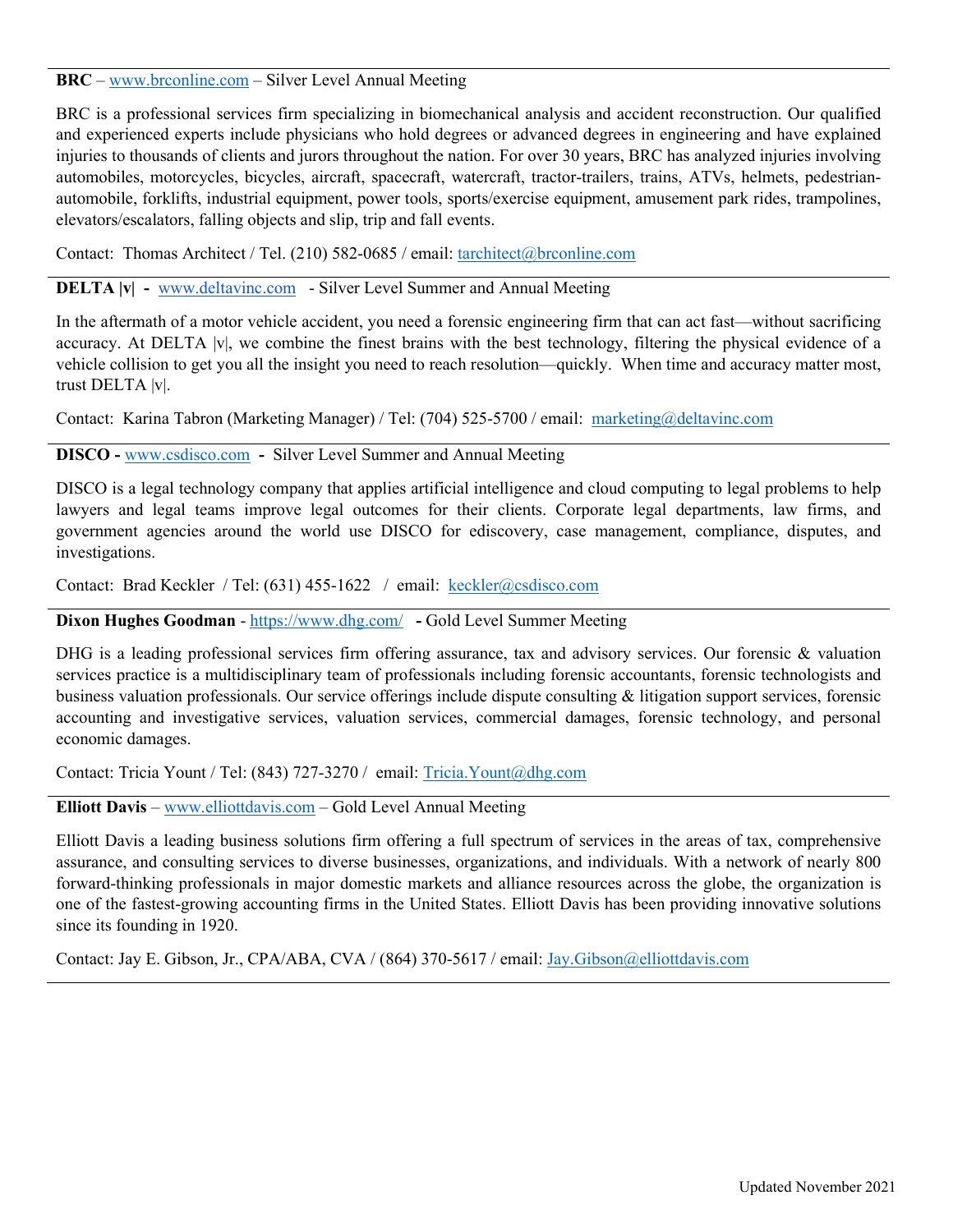**BRC** – www.brconline.com – Silver Level Annual Meeting

BRC is a professional services firm specializing in biomechanical analysis and accident reconstruction. Our qualified and experienced experts include physicians who hold degrees or advanced degrees in engineering and have explained injuries to thousands of clients and jurors throughout the nation. For over 30 years, BRC has analyzed injuries involving automobiles, motorcycles, bicycles, aircraft, spacecraft, watercraft, tractor-trailers, trains, ATVs, helmets, pedestrian-automobile, forklifts, industrial equipment, power tools, sports/exercise equipment, amusement park rides, trampolines, elevators/escalators, falling objects and slip, trip and fall events.

Contact: Thomas Architect / Tel. (210) 582-0685 / email: tarchitect@brconline.com

---

**DELTA |v| -** www.deltavinc.com - Silver Level Summer and Annual Meeting

In the aftermath of a motor vehicle accident, you need a forensic engineering firm that can act fast—without sacrificing accuracy. At DELTA |v|, we combine the finest brains with the best technology, filtering the physical evidence of a vehicle collision to get you all the insight you need to reach resolution—quickly. When time and accuracy matter most, trust DELTA |v|.

Contact: Karina Tabron (Marketing Manager) / Tel: (704) 525-5700 / email: marketing@deltavinc.com

---

**DISCO -** www.csdisco.com **-** Silver Level Summer and Annual Meeting

DISCO is a legal technology company that applies artificial intelligence and cloud computing to legal problems to help lawyers and legal teams improve legal outcomes for their clients. Corporate legal departments, law firms, and government agencies around the world use DISCO for ediscovery, case management, compliance, disputes, and investigations.

Contact: Brad Keckler / Tel: (631) 455-1622 / email: keckler@csdisco.com

---

**Dixon Hughes Goodman** - https://www.dhg.com/ **-** Gold Level Summer Meeting

DHG is a leading professional services firm offering assurance, tax and advisory services. Our forensic & valuation services practice is a multidisciplinary team of professionals including forensic accountants, forensic technologists and business valuation professionals. Our service offerings include dispute consulting & litigation support services, forensic accounting and investigative services, valuation services, commercial damages, forensic technology, and personal economic damages.

Contact: Tricia Yount / Tel: (843) 727-3270 / email: Tricia.Yount@dhg.com

---

**Elliott Davis** – www.elliottdavis.com – Gold Level Annual Meeting

Elliott Davis a leading business solutions firm offering a full spectrum of services in the areas of tax, comprehensive assurance, and consulting services to diverse businesses, organizations, and individuals. With a network of nearly 800 forward-thinking professionals in major domestic markets and alliance resources across the globe, the organization is one of the fastest-growing accounting firms in the United States. Elliott Davis has been providing innovative solutions since its founding in 1920.

Contact: Jay E. Gibson, Jr., CPA/ABA, CVA / (864) 370-5617 / email: Jay.Gibson@elliottdavis.com

---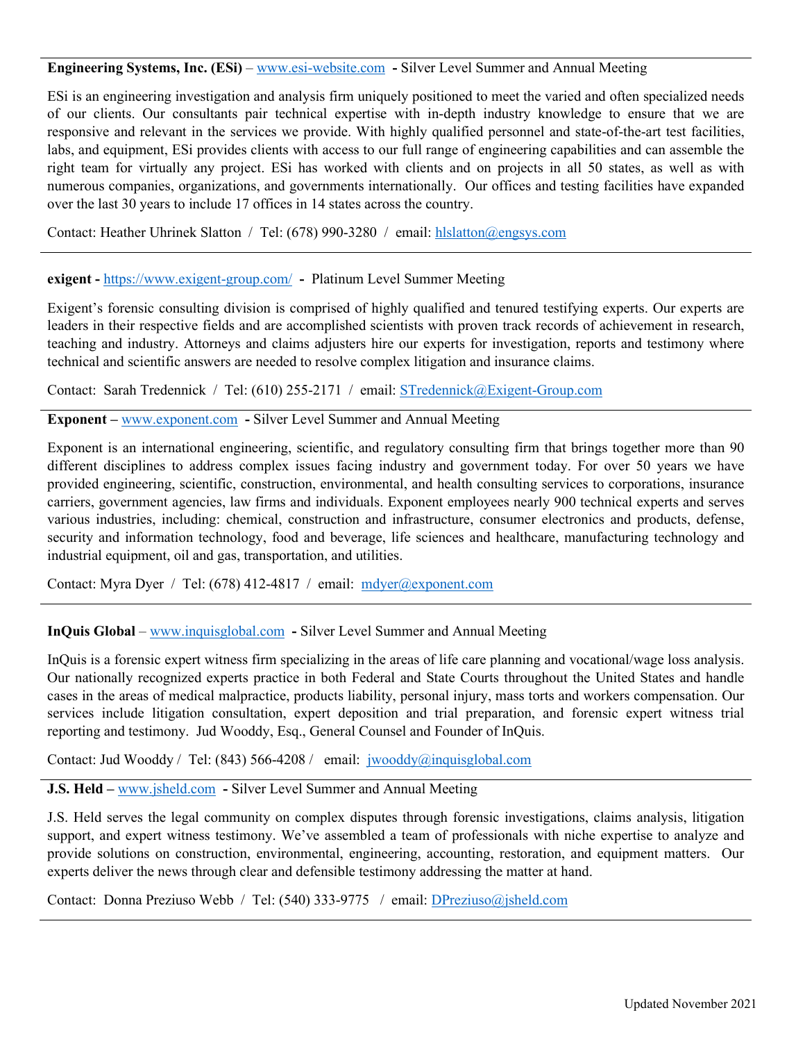**Engineering Systems, Inc. (ESi)** – www.esi-website.com - Silver Level Summer and Annual Meeting

ESi is an engineering investigation and analysis firm uniquely positioned to meet the varied and often specialized needs of our clients. Our consultants pair technical expertise with in-depth industry knowledge to ensure that we are responsive and relevant in the services we provide. With highly qualified personnel and state-of-the-art test facilities, labs, and equipment, ESi provides clients with access to our full range of engineering capabilities and can assemble the right team for virtually any project. ESi has worked with clients and on projects in all 50 states, as well as with numerous companies, organizations, and governments internationally. Our offices and testing facilities have expanded over the last 30 years to include 17 offices in 14 states across the country.

Contact: Heather Uhrinek Slatton / Tel: (678) 990-3280 / email: hlslatton@engsys.com

---

**exigent -** https://www.exigent-group.com/ - Platinum Level Summer Meeting

Exigent's forensic consulting division is comprised of highly qualified and tenured testifying experts. Our experts are leaders in their respective fields and are accomplished scientists with proven track records of achievement in research, teaching and industry. Attorneys and claims adjusters hire our experts for investigation, reports and testimony where technical and scientific answers are needed to resolve complex litigation and insurance claims.

Contact: Sarah Tredennick / Tel: (610) 255-2171 / email: STredennick@Exigent-Group.com

---

**Exponent –** www.exponent.com - Silver Level Summer and Annual Meeting

Exponent is an international engineering, scientific, and regulatory consulting firm that brings together more than 90 different disciplines to address complex issues facing industry and government today. For over 50 years we have provided engineering, scientific, construction, environmental, and health consulting services to corporations, insurance carriers, government agencies, law firms and individuals. Exponent employees nearly 900 technical experts and serves various industries, including: chemical, construction and infrastructure, consumer electronics and products, defense, security and information technology, food and beverage, life sciences and healthcare, manufacturing technology and industrial equipment, oil and gas, transportation, and utilities.

Contact: Myra Dyer / Tel: (678) 412-4817 / email: mdyer@exponent.com

---

**InQuis Global** – www.inquisglobal.com - Silver Level Summer and Annual Meeting

InQuis is a forensic expert witness firm specializing in the areas of life care planning and vocational/wage loss analysis. Our nationally recognized experts practice in both Federal and State Courts throughout the United States and handle cases in the areas of medical malpractice, products liability, personal injury, mass torts and workers compensation. Our services include litigation consultation, expert deposition and trial preparation, and forensic expert witness trial reporting and testimony. Jud Wooddy, Esq., General Counsel and Founder of InQuis.

Contact: Jud Wooddy / Tel: (843) 566-4208 / email: jwooddy@inquisglobal.com

---

**J.S. Held –** www.jsheld.com - Silver Level Summer and Annual Meeting

J.S. Held serves the legal community on complex disputes through forensic investigations, claims analysis, litigation support, and expert witness testimony. We've assembled a team of professionals with niche expertise to analyze and provide solutions on construction, environmental, engineering, accounting, restoration, and equipment matters. Our experts deliver the news through clear and defensible testimony addressing the matter at hand.

Contact: Donna Preziuso Webb / Tel: (540) 333-9775 / email: DPreziuso@jsheld.com

---

Updated November 2021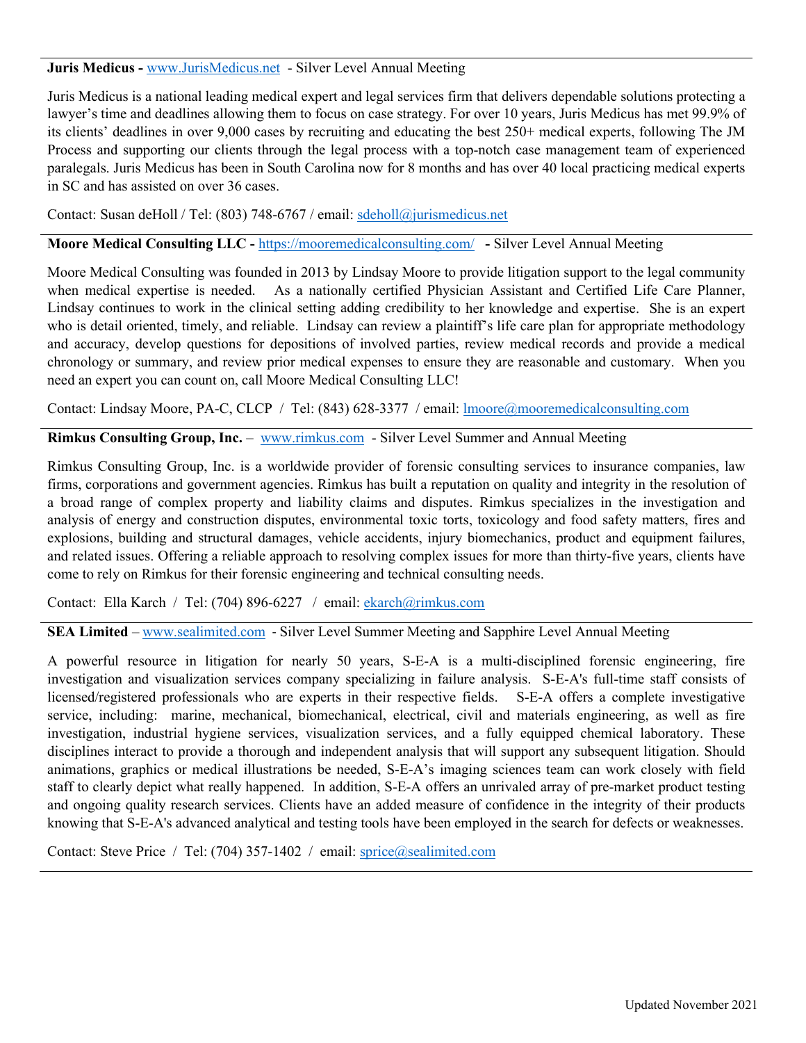**Juris Medicus -** www.JurisMedicus.net - Silver Level Annual Meeting

Juris Medicus is a national leading medical expert and legal services firm that delivers dependable solutions protecting a lawyer's time and deadlines allowing them to focus on case strategy. For over 10 years, Juris Medicus has met 99.9% of its clients' deadlines in over 9,000 cases by recruiting and educating the best 250+ medical experts, following The JM Process and supporting our clients through the legal process with a top-notch case management team of experienced paralegals. Juris Medicus has been in South Carolina now for 8 months and has over 40 local practicing medical experts in SC and has assisted on over 36 cases.

Contact: Susan deHoll / Tel: (803) 748-6767 / email: sdeholl@jurismedicus.net

---

**Moore Medical Consulting LLC -** https://mooremedicalconsulting.com/ **-** Silver Level Annual Meeting

Moore Medical Consulting was founded in 2013 by Lindsay Moore to provide litigation support to the legal community when medical expertise is needed. As a nationally certified Physician Assistant and Certified Life Care Planner, Lindsay continues to work in the clinical setting adding credibility to her knowledge and expertise. She is an expert who is detail oriented, timely, and reliable. Lindsay can review a plaintiff's life care plan for appropriate methodology and accuracy, develop questions for depositions of involved parties, review medical records and provide a medical chronology or summary, and review prior medical expenses to ensure they are reasonable and customary. When you need an expert you can count on, call Moore Medical Consulting LLC!

Contact: Lindsay Moore, PA-C, CLCP / Tel: (843) 628-3377 / email: lmoore@mooremedicalconsulting.com

---

**Rimkus Consulting Group, Inc.** – www.rimkus.com - Silver Level Summer and Annual Meeting

Rimkus Consulting Group, Inc. is a worldwide provider of forensic consulting services to insurance companies, law firms, corporations and government agencies. Rimkus has built a reputation on quality and integrity in the resolution of a broad range of complex property and liability claims and disputes. Rimkus specializes in the investigation and analysis of energy and construction disputes, environmental toxic torts, toxicology and food safety matters, fires and explosions, building and structural damages, vehicle accidents, injury biomechanics, product and equipment failures, and related issues. Offering a reliable approach to resolving complex issues for more than thirty-five years, clients have come to rely on Rimkus for their forensic engineering and technical consulting needs.

Contact: Ella Karch / Tel: (704) 896-6227 / email: ekarch@rimkus.com

---

**SEA Limited** – www.sealimited.com - Silver Level Summer Meeting and Sapphire Level Annual Meeting

A powerful resource in litigation for nearly 50 years, S-E-A is a multi-disciplined forensic engineering, fire investigation and visualization services company specializing in failure analysis. S-E-A's full-time staff consists of licensed/registered professionals who are experts in their respective fields. S-E-A offers a complete investigative service, including: marine, mechanical, biomechanical, electrical, civil and materials engineering, as well as fire investigation, industrial hygiene services, visualization services, and a fully equipped chemical laboratory. These disciplines interact to provide a thorough and independent analysis that will support any subsequent litigation. Should animations, graphics or medical illustrations be needed, S-E-A's imaging sciences team can work closely with field staff to clearly depict what really happened. In addition, S-E-A offers an unrivaled array of pre-market product testing and ongoing quality research services. Clients have an added measure of confidence in the integrity of their products knowing that S-E-A's advanced analytical and testing tools have been employed in the search for defects or weaknesses.

Contact: Steve Price / Tel: (704) 357-1402 / email: sprice@sealimited.com

---

Updated November 2021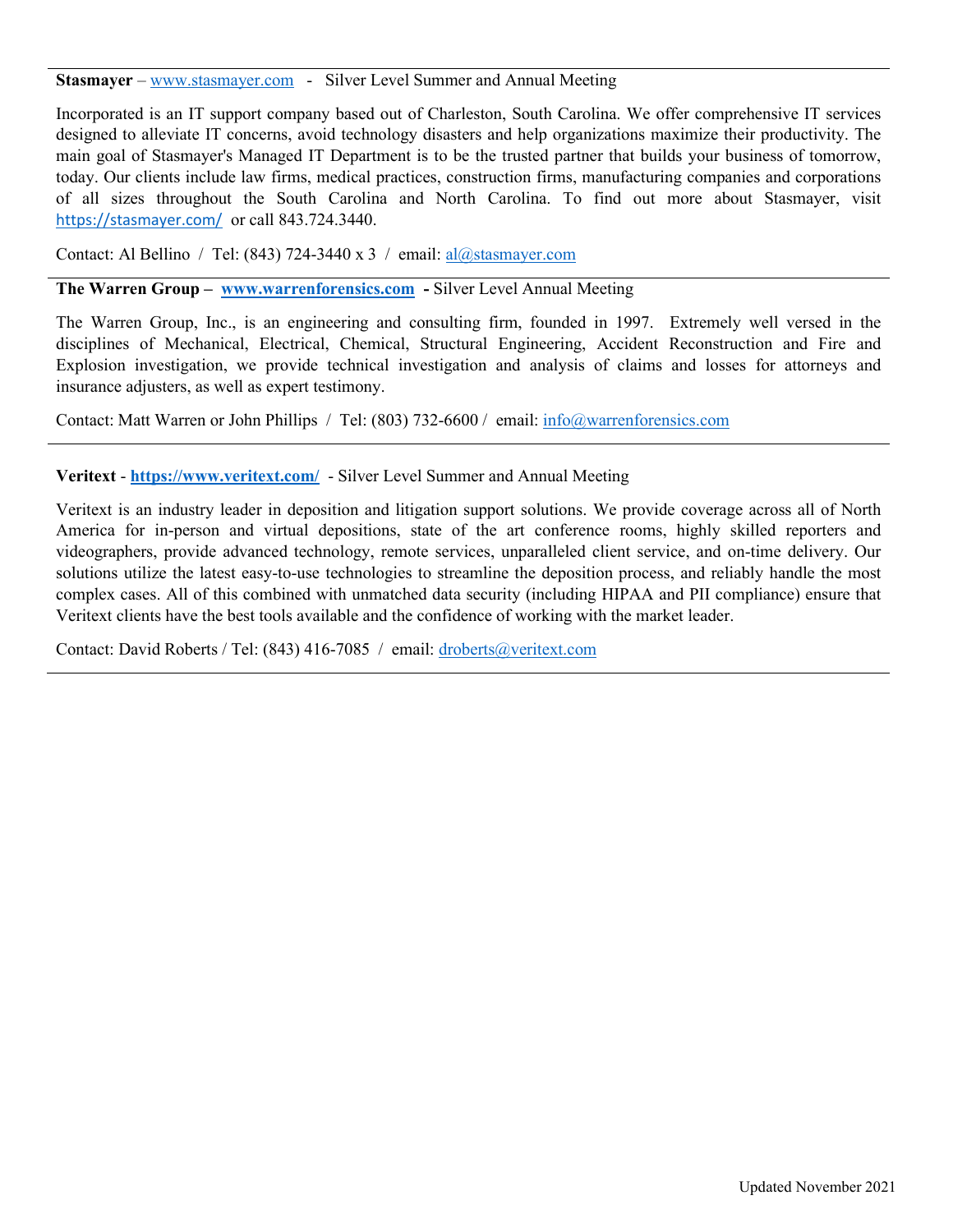**Stasmayer** – www.stasmayer.com - Silver Level Summer and Annual Meeting

Incorporated is an IT support company based out of Charleston, South Carolina. We offer comprehensive IT services designed to alleviate IT concerns, avoid technology disasters and help organizations maximize their productivity. The main goal of Stasmayer's Managed IT Department is to be the trusted partner that builds your business of tomorrow, today. Our clients include law firms, medical practices, construction firms, manufacturing companies and corporations of all sizes throughout the South Carolina and North Carolina. To find out more about Stasmayer, visit https://stasmayer.com/ or call 843.724.3440.

Contact: Al Bellino / Tel: (843) 724-3440 x 3 / email: al@stasmayer.com

---

**The Warren Group – www.warrenforensics.com** - Silver Level Annual Meeting

The Warren Group, Inc., is an engineering and consulting firm, founded in 1997. Extremely well versed in the disciplines of Mechanical, Electrical, Chemical, Structural Engineering, Accident Reconstruction and Fire and Explosion investigation, we provide technical investigation and analysis of claims and losses for attorneys and insurance adjusters, as well as expert testimony.

Contact: Matt Warren or John Phillips / Tel: (803) 732-6600 / email: info@warrenforensics.com

---

**Veritext** - **https://www.veritext.com/** - Silver Level Summer and Annual Meeting

Veritext is an industry leader in deposition and litigation support solutions. We provide coverage across all of North America for in-person and virtual depositions, state of the art conference rooms, highly skilled reporters and videographers, provide advanced technology, remote services, unparalleled client service, and on-time delivery. Our solutions utilize the latest easy-to-use technologies to streamline the deposition process, and reliably handle the most complex cases. All of this combined with unmatched data security (including HIPAA and PII compliance) ensure that Veritext clients have the best tools available and the confidence of working with the market leader.

Contact: David Roberts / Tel: (843) 416-7085 / email: droberts@veritext.com

---

Updated November 2021